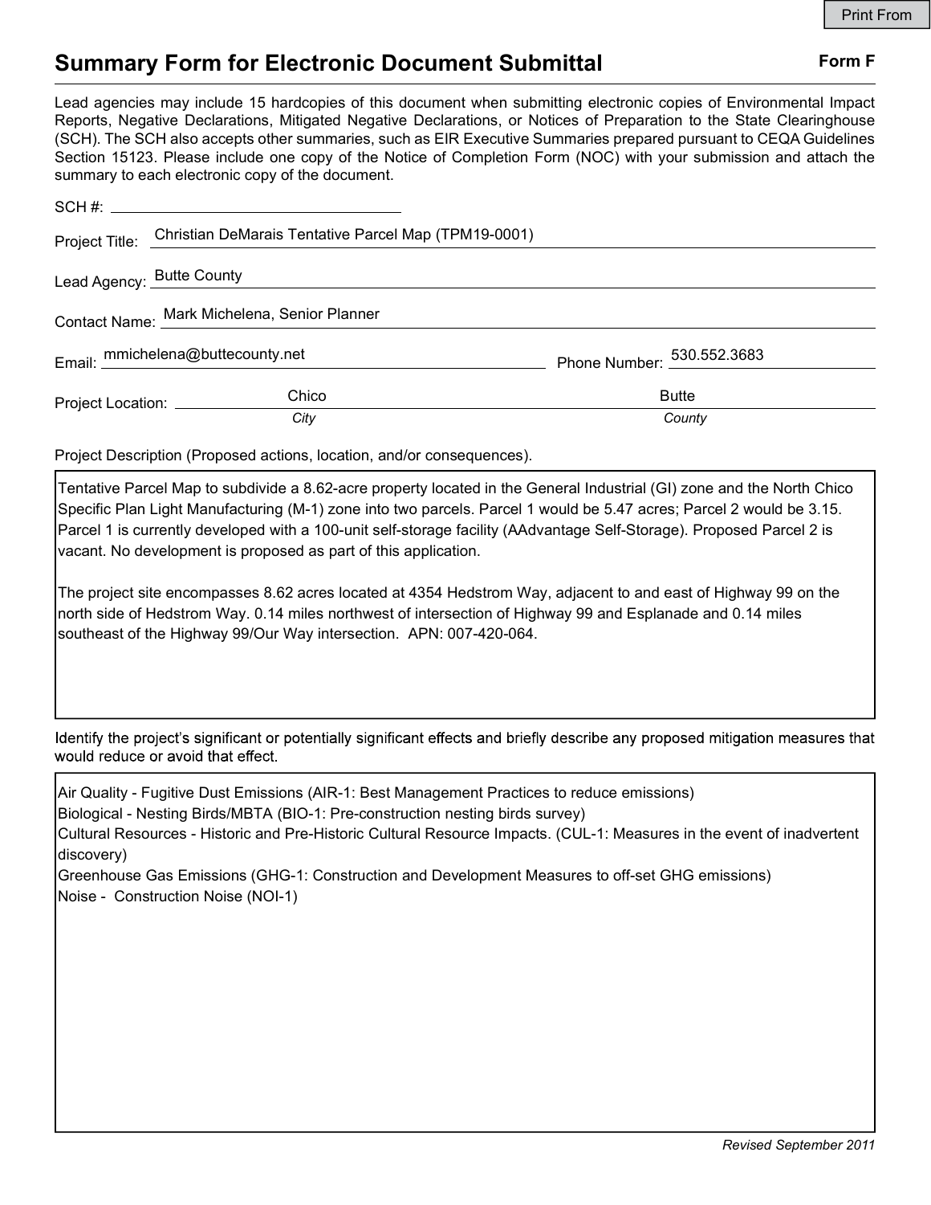# Summary Form for Electronic Document Submittal

**Form F**

Lead agencies may include 15 hardcopies of this document when submitting electronic copies of Environmental Impact Reports, Negative Declarations, Mitigated Negative Declarations, or Notices of Preparation to the State Clearinghouse (SCH). The SCH also accepts other summaries, such as EIR Executive Summaries prepared pursuant to CEQA Guidelines Section 15123. Please include one copy of the Notice of Completion Form (NOC) with your submission and attach the summary to each electronic copy of the document.

SCH #:

Project Title: Christian DeMarais Tentative Parcel Map (TPM19-0001)

Lead Agency: Butte County

Contact Name: Mark Michelena, Senior Planner

Email: mmichelena@buttecounty.net

Phone Number: 530.552.3683

Project Location: Chico (*City*) Butte (*County*)

Project Description (Proposed actions, location, and/or consequences).

Tentative Parcel Map to subdivide a 8.62-acre property located in the General Industrial (GI) zone and the North Chico Specific Plan Light Manufacturing (M-1) zone into two parcels. Parcel 1 would be 5.47 acres; Parcel 2 would be 3.15. Parcel 1 is currently developed with a 100-unit self-storage facility (AAdvantage Self-Storage). Proposed Parcel 2 is vacant. No development is proposed as part of this application.

The project site encompasses 8.62 acres located at 4354 Hedstrom Way, adjacent to and east of Highway 99 on the north side of Hedstrom Way. 0.14 miles northwest of intersection of Highway 99 and Esplanade and 0.14 miles southeast of the Highway 99/Our Way intersection. APN: 007-420-064.

Identify the project's significant or potentially significant effects and briefly describe any proposed mitigation measures that would reduce or avoid that effect.

Air Quality - Fugitive Dust Emissions (AIR-1: Best Management Practices to reduce emissions)
Biological - Nesting Birds/MBTA (BIO-1: Pre-construction nesting birds survey)
Cultural Resources - Historic and Pre-Historic Cultural Resource Impacts. (CUL-1: Measures in the event of inadvertent discovery)
Greenhouse Gas Emissions (GHG-1: Construction and Development Measures to off-set GHG emissions)
Noise - Construction Noise (NOI-1)

*Revised September 2011*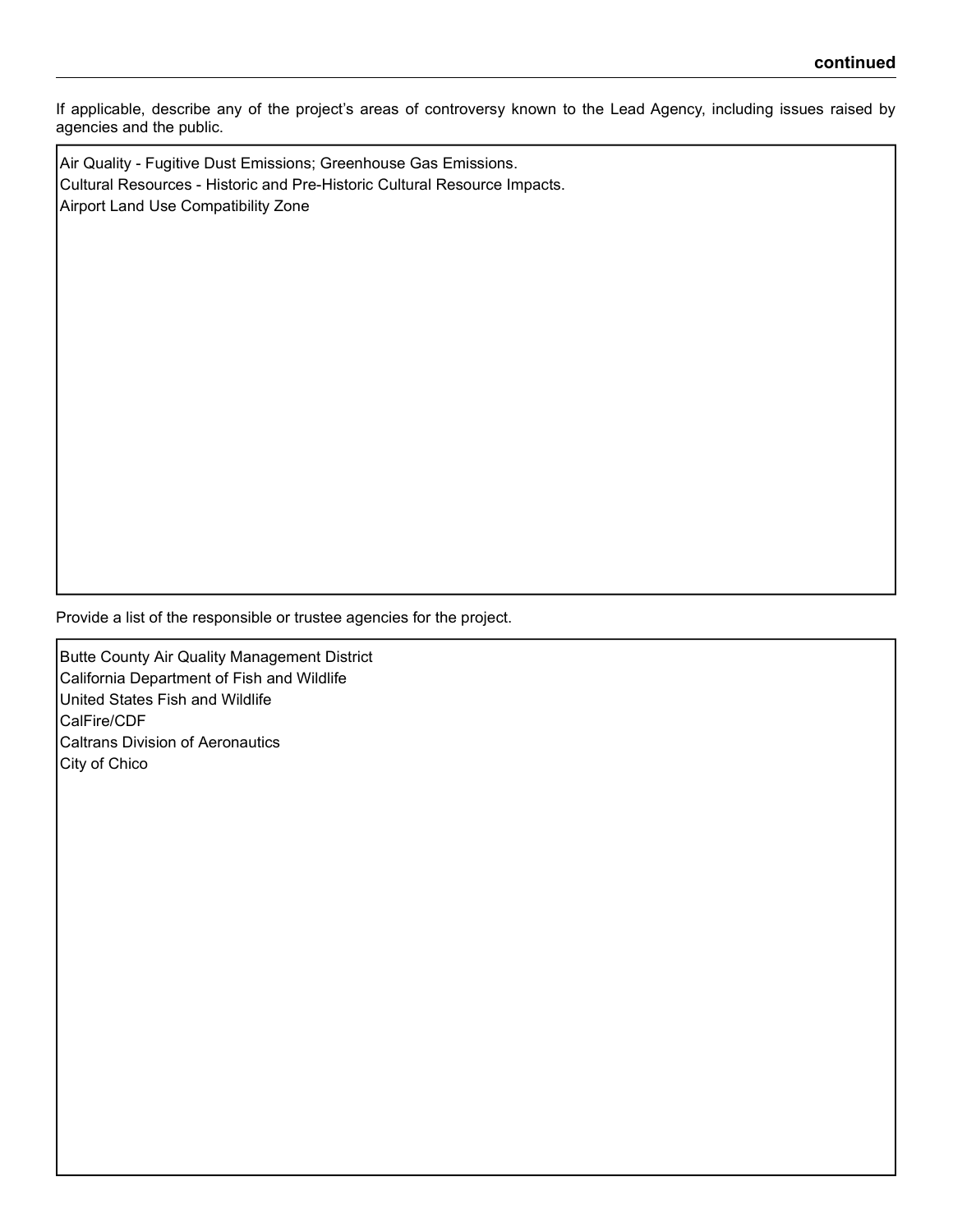**continued**

If applicable, describe any of the project's areas of controversy known to the Lead Agency, including issues raised by agencies and the public.

Air Quality - Fugitive Dust Emissions; Greenhouse Gas Emissions.
Cultural Resources - Historic and Pre-Historic Cultural Resource Impacts.
Airport Land Use Compatibility Zone

Provide a list of the responsible or trustee agencies for the project.

Butte County Air Quality Management District
California Department of Fish and Wildlife
United States Fish and Wildlife
CalFire/CDF
Caltrans Division of Aeronautics
City of Chico